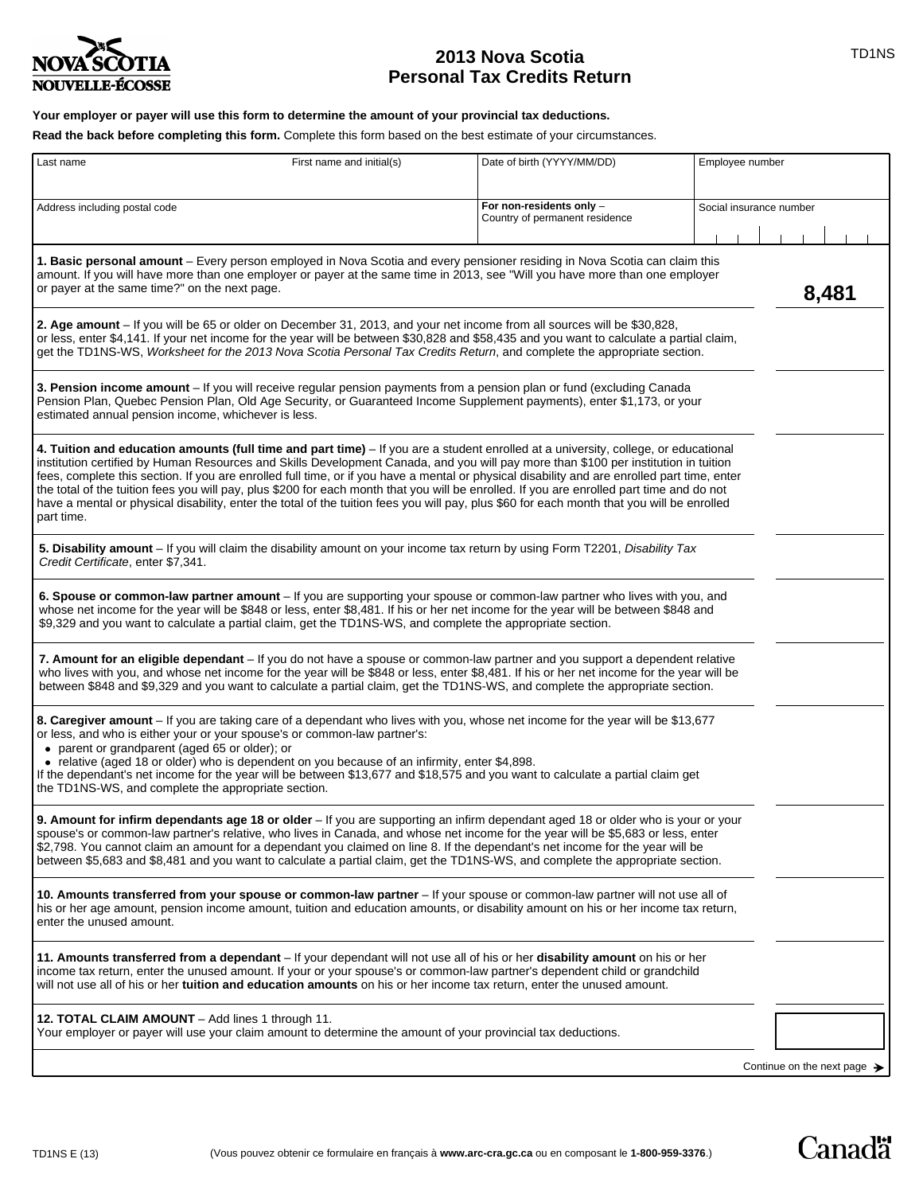NOVA SCOTIA
NOUVELLE-ÉCOSSE

# 2013 Nova Scotia Personal Tax Credits Return

TD1NS

**Your employer or payer will use this form to determine the amount of your provincial tax deductions.**

**Read the back before completing this form.** Complete this form based on the best estimate of your circumstances.

| Last name | First name and initial(s) | Date of birth (YYYY/MM/DD) | Employee number |
|---|---|---|---|
| Address including postal code | | **For non-residents only** – Country of permanent residence | Social insurance number |

| | |
|---|---|
| **1. Basic personal amount** – Every person employed in Nova Scotia and every pensioner residing in Nova Scotia can claim this amount. If you will have more than one employer or payer at the same time in 2013, see "Will you have more than one employer or payer at the same time?" on the next page. | **8,481** |
| **2. Age amount** – If you will be 65 or older on December 31, 2013, and your net income from all sources will be $30,828, or less, enter $4,141. If your net income for the year will be between $30,828 and $58,435 and you want to calculate a partial claim, get the TD1NS-WS, *Worksheet for the 2013 Nova Scotia Personal Tax Credits Return*, and complete the appropriate section. | |
| **3. Pension income amount** – If you will receive regular pension payments from a pension plan or fund (excluding Canada Pension Plan, Quebec Pension Plan, Old Age Security, or Guaranteed Income Supplement payments), enter $1,173, or your estimated annual pension income, whichever is less. | |
| **4. Tuition and education amounts (full time and part time)** – If you are a student enrolled at a university, college, or educational institution certified by Human Resources and Skills Development Canada, and you will pay more than $100 per institution in tuition fees, complete this section. If you are enrolled full time, or if you have a mental or physical disability and are enrolled part time, enter the total of the tuition fees you will pay, plus $200 for each month that you will be enrolled. If you are enrolled part time and do not have a mental or physical disability, enter the total of the tuition fees you will pay, plus $60 for each month that you will be enrolled part time. | |
| **5. Disability amount** – If you will claim the disability amount on your income tax return by using Form T2201, *Disability Tax Credit Certificate*, enter $7,341. | |
| **6. Spouse or common-law partner amount** – If you are supporting your spouse or common-law partner who lives with you, and whose net income for the year will be $848 or less, enter $8,481. If his or her net income for the year will be between $848 and $9,329 and you want to calculate a partial claim, get the TD1NS-WS, and complete the appropriate section. | |
| **7. Amount for an eligible dependant** – If you do not have a spouse or common-law partner and you support a dependent relative who lives with you, and whose net income for the year will be $848 or less, enter $8,481. If his or her net income for the year will be between $848 and $9,329 and you want to calculate a partial claim, get the TD1NS-WS, and complete the appropriate section. | |
| **8. Caregiver amount** – If you are taking care of a dependant who lives with you, whose net income for the year will be $13,677 or less, and who is either your or your spouse's or common-law partner's:<br>• parent or grandparent (aged 65 or older); or<br>• relative (aged 18 or older) who is dependent on you because of an infirmity, enter $4,898.<br>If the dependant's net income for the year will be between $13,677 and $18,575 and you want to calculate a partial claim get the TD1NS-WS, and complete the appropriate section. | |
| **9. Amount for infirm dependants age 18 or older** – If you are supporting an infirm dependant aged 18 or older who is your or your spouse's or common-law partner's relative, who lives in Canada, and whose net income for the year will be $5,683 or less, enter $2,798. You cannot claim an amount for a dependant you claimed on line 8. If the dependant's net income for the year will be between $5,683 and $8,481 and you want to calculate a partial claim, get the TD1NS-WS, and complete the appropriate section. | |
| **10. Amounts transferred from your spouse or common-law partner** – If your spouse or common-law partner will not use all of his or her age amount, pension income amount, tuition and education amounts, or disability amount on his or her income tax return, enter the unused amount. | |
| **11. Amounts transferred from a dependant** – If your dependant will not use all of his or her **disability amount** on his or her income tax return, enter the unused amount. If your or your spouse's or common-law partner's dependent child or grandchild will not use all of his or her **tuition and education amounts** on his or her income tax return, enter the unused amount. | |
| **12. TOTAL CLAIM AMOUNT** – Add lines 1 through 11.<br>Your employer or payer will use your claim amount to determine the amount of your provincial tax deductions. | |

Continue on the next page ➔

TD1NS E (13)

(Vous pouvez obtenir ce formulaire en français à **www.arc-cra.gc.ca** ou en composant le **1-800-959-3376**.)

Canada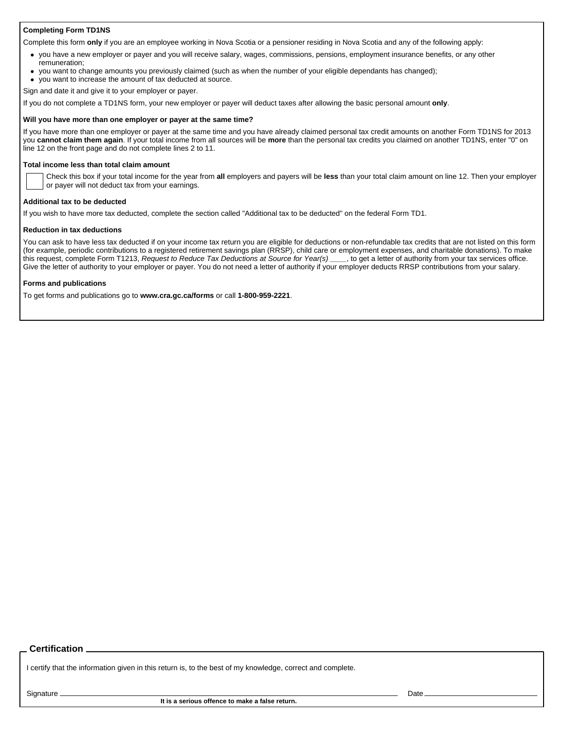### Completing Form TD1NS

Complete this form **only** if you are an employee working in Nova Scotia or a pensioner residing in Nova Scotia and any of the following apply:

- you have a new employer or payer and you will receive salary, wages, commissions, pensions, employment insurance benefits, or any other remuneration;
- you want to change amounts you previously claimed (such as when the number of your eligible dependants has changed);
- you want to increase the amount of tax deducted at source.

Sign and date it and give it to your employer or payer.

If you do not complete a TD1NS form, your new employer or payer will deduct taxes after allowing the basic personal amount **only**.

### Will you have more than one employer or payer at the same time?

If you have more than one employer or payer at the same time and you have already claimed personal tax credit amounts on another Form TD1NS for 2013 you **cannot claim them again**. If your total income from all sources will be **more** than the personal tax credits you claimed on another TD1NS, enter "0" on line 12 on the front page and do not complete lines 2 to 11.

### Total income less than total claim amount

☐ Check this box if your total income for the year from **all** employers and payers will be **less** than your total claim amount on line 12. Then your employer or payer will not deduct tax from your earnings.

### Additional tax to be deducted

If you wish to have more tax deducted, complete the section called "Additional tax to be deducted" on the federal Form TD1.

### Reduction in tax deductions

You can ask to have less tax deducted if on your income tax return you are eligible for deductions or non-refundable tax credits that are not listed on this form (for example, periodic contributions to a registered retirement savings plan (RRSP), child care or employment expenses, and charitable donations). To make this request, complete Form T1213, *Request to Reduce Tax Deductions at Source for Year(s)* ____, to get a letter of authority from your tax services office. Give the letter of authority to your employer or payer. You do not need a letter of authority if your employer deducts RRSP contributions from your salary.

### Forms and publications

To get forms and publications go to **www.cra.gc.ca/forms** or call **1-800-959-2221**.

## Certification

I certify that the information given in this return is, to the best of my knowledge, correct and complete.

Signature ______________________________ Date ______________

**It is a serious offence to make a false return.**